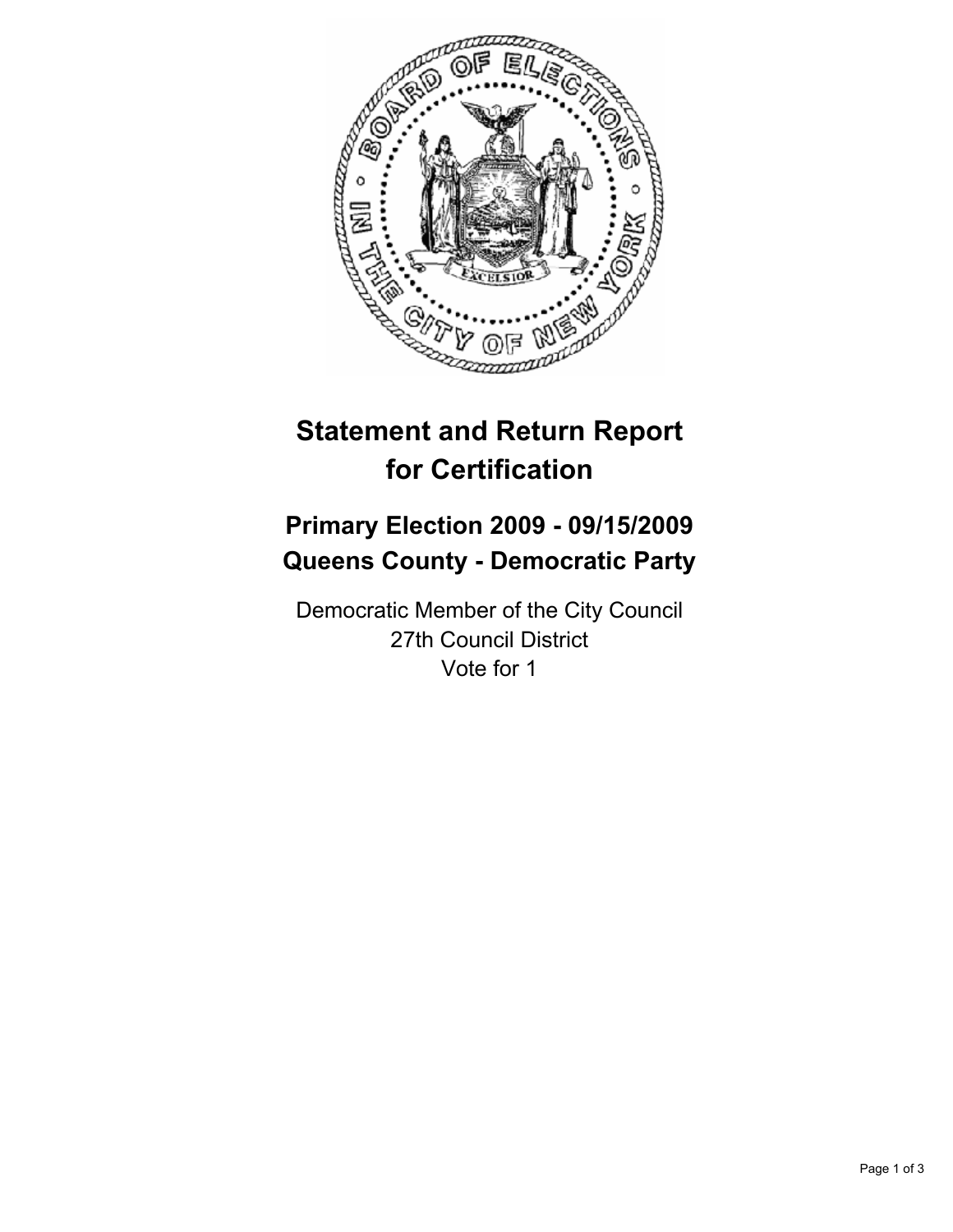# Statement and Return Report for Certification

## Primary Election 2009 - 09/15/2009
## Queens County - Democratic Party

Democratic Member of the City Council
27th Council District
Vote for 1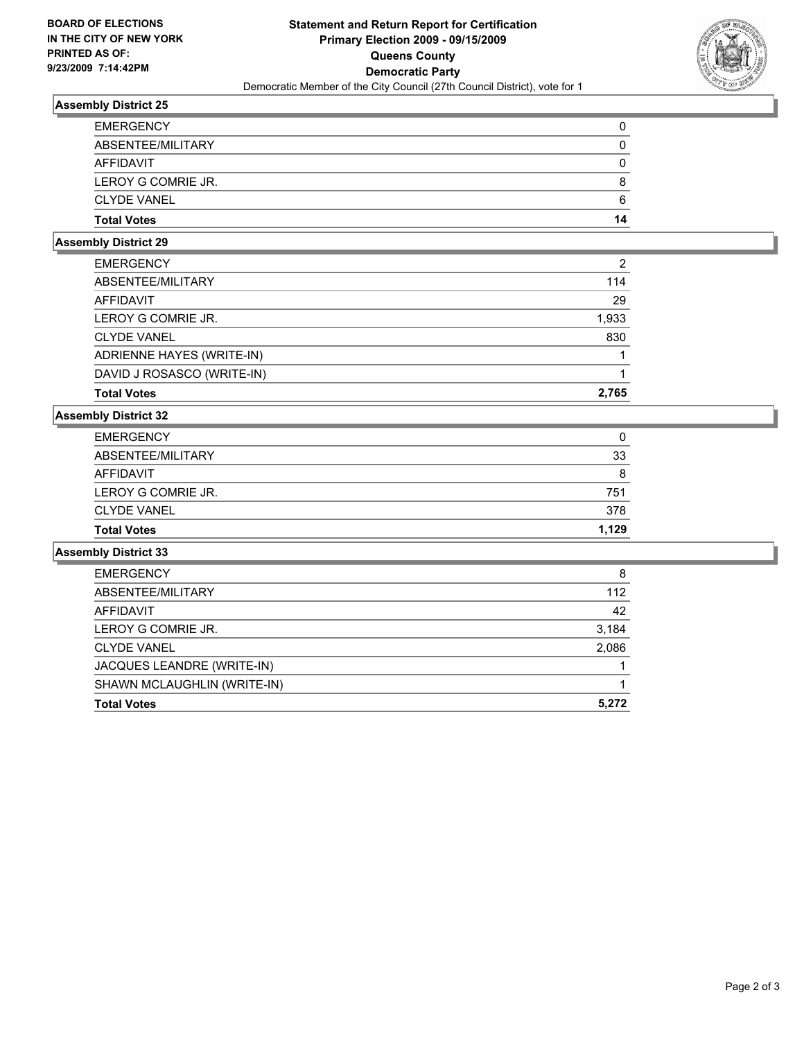**BOARD OF ELECTIONS IN THE CITY OF NEW YORK PRINTED AS OF: 9/23/2009 7:14:42PM**

# Statement and Return Report for Certification
## Primary Election 2009 - 09/15/2009
## Queens County
## Democratic Party
Democratic Member of the City Council (27th Council District), vote for 1

### Assembly District 25

| | |
|---|---|
| EMERGENCY | 0 |
| ABSENTEE/MILITARY | 0 |
| AFFIDAVIT | 0 |
| LEROY G COMRIE JR. | 8 |
| CLYDE VANEL | 6 |
| **Total Votes** | **14** |

### Assembly District 29

| | |
|---|---|
| EMERGENCY | 2 |
| ABSENTEE/MILITARY | 114 |
| AFFIDAVIT | 29 |
| LEROY G COMRIE JR. | 1,933 |
| CLYDE VANEL | 830 |
| ADRIENNE HAYES (WRITE-IN) | 1 |
| DAVID J ROSASCO (WRITE-IN) | 1 |
| **Total Votes** | **2,765** |

### Assembly District 32

| | |
|---|---|
| EMERGENCY | 0 |
| ABSENTEE/MILITARY | 33 |
| AFFIDAVIT | 8 |
| LEROY G COMRIE JR. | 751 |
| CLYDE VANEL | 378 |
| **Total Votes** | **1,129** |

### Assembly District 33

| | |
|---|---|
| EMERGENCY | 8 |
| ABSENTEE/MILITARY | 112 |
| AFFIDAVIT | 42 |
| LEROY G COMRIE JR. | 3,184 |
| CLYDE VANEL | 2,086 |
| JACQUES LEANDRE (WRITE-IN) | 1 |
| SHAWN MCLAUGHLIN (WRITE-IN) | 1 |
| **Total Votes** | **5,272** |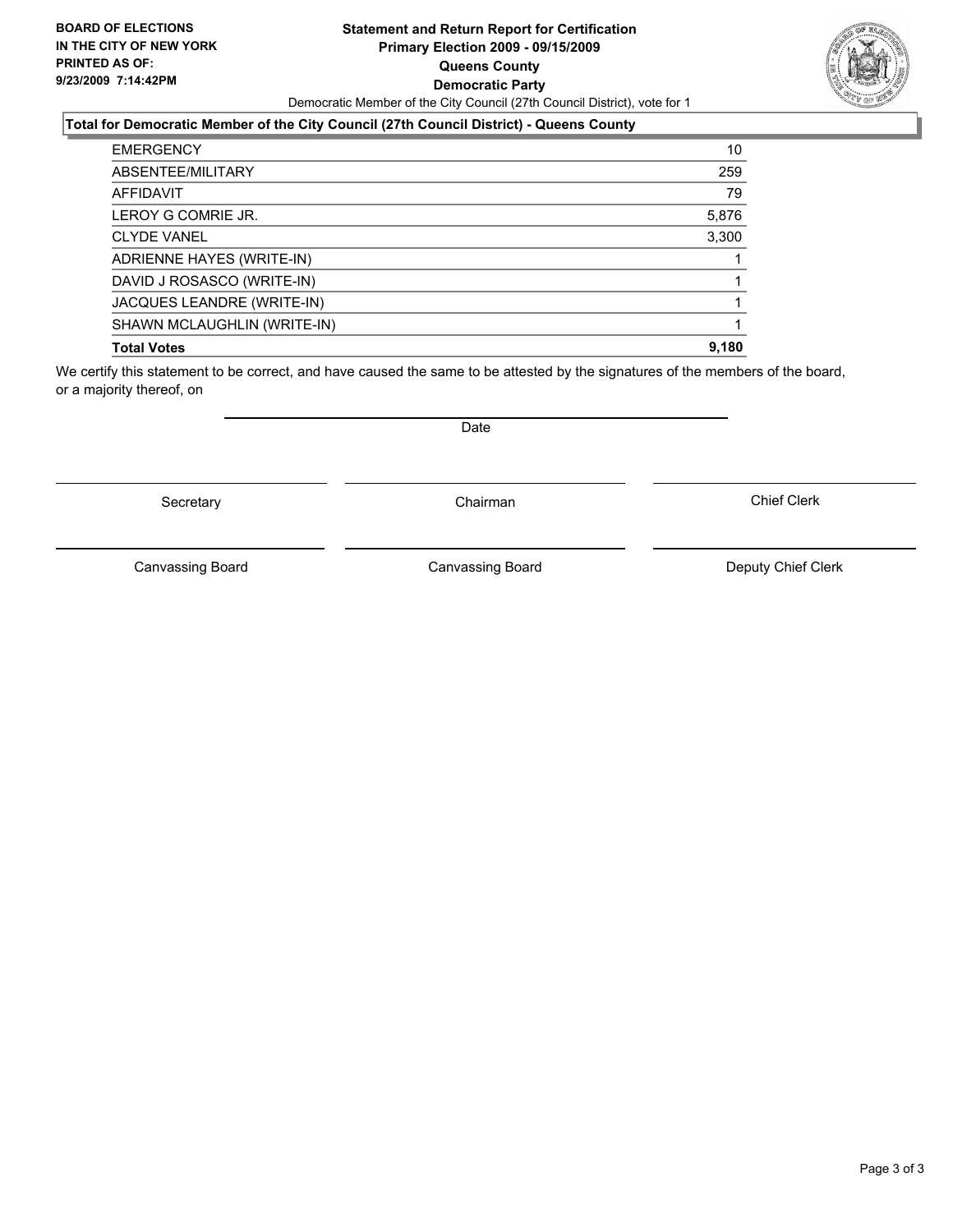**BOARD OF ELECTIONS IN THE CITY OF NEW YORK PRINTED AS OF: 9/23/2009 7:14:42PM**

**Statement and Return Report for Certification**
**Primary Election 2009 - 09/15/2009**
**Queens County**
**Democratic Party**

Democratic Member of the City Council (27th Council District), vote for 1

**Total for Democratic Member of the City Council (27th Council District) - Queens County**

| | |
|---|---|
| EMERGENCY | 10 |
| ABSENTEE/MILITARY | 259 |
| AFFIDAVIT | 79 |
| LEROY G COMRIE JR. | 5,876 |
| CLYDE VANEL | 3,300 |
| ADRIENNE HAYES (WRITE-IN) | 1 |
| DAVID J ROSASCO (WRITE-IN) | 1 |
| JACQUES LEANDRE (WRITE-IN) | 1 |
| SHAWN MCLAUGHLIN (WRITE-IN) | 1 |
| **Total Votes** | **9,180** |

We certify this statement to be correct, and have caused the same to be attested by the signatures of the members of the board, or a majority thereof, on

Date

Secretary

Chairman

Chief Clerk

Canvassing Board

Canvassing Board

Deputy Chief Clerk